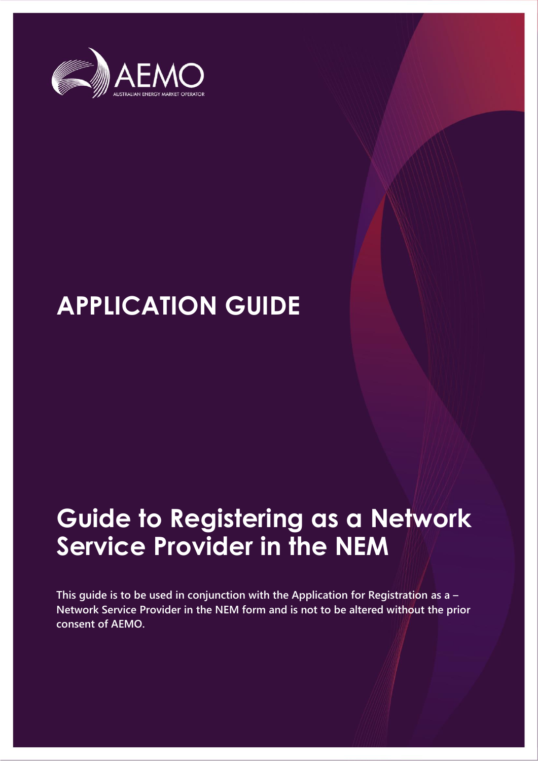AEMO

AUSTRALIAN ENERGY MARKET OPERATOR

# APPLICATION GUIDE

# Guide to Registering as a Network Service Provider in the NEM

**This guide is to be used in conjunction with the Application for Registration as a – Network Service Provider in the NEM form and is not to be altered without the prior consent of AEMO.**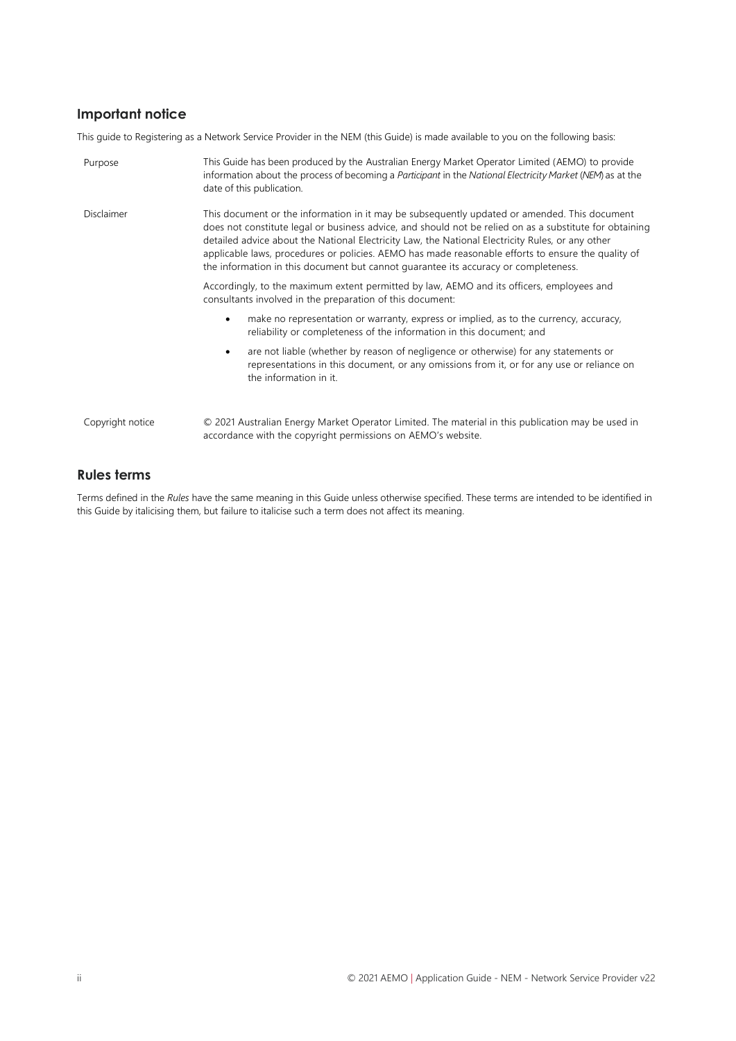## Important notice

This guide to Registering as a Network Service Provider in the NEM (this Guide) is made available to you on the following basis:

| | |
|---|---|
| Purpose | This Guide has been produced by the Australian Energy Market Operator Limited (AEMO) to provide information about the process of becoming a *Participant* in the *National Electricity Market* (*NEM*) as at the date of this publication. |
| Disclaimer | This document or the information in it may be subsequently updated or amended. This document does not constitute legal or business advice, and should not be relied on as a substitute for obtaining detailed advice about the National Electricity Law, the National Electricity Rules, or any other applicable laws, procedures or policies. AEMO has made reasonable efforts to ensure the quality of the information in this document but cannot guarantee its accuracy or completeness.<br><br>Accordingly, to the maximum extent permitted by law, AEMO and its officers, employees and consultants involved in the preparation of this document:<br><br>• make no representation or warranty, express or implied, as to the currency, accuracy, reliability or completeness of the information in this document; and<br><br>• are not liable (whether by reason of negligence or otherwise) for any statements or representations in this document, or any omissions from it, or for any use or reliance on the information in it. |
| Copyright notice | © 2021 Australian Energy Market Operator Limited. The material in this publication may be used in accordance with the copyright permissions on AEMO's website. |

## Rules terms

Terms defined in the *Rules* have the same meaning in this Guide unless otherwise specified. These terms are intended to be identified in this Guide by italicising them, but failure to italicise such a term does not affect its meaning.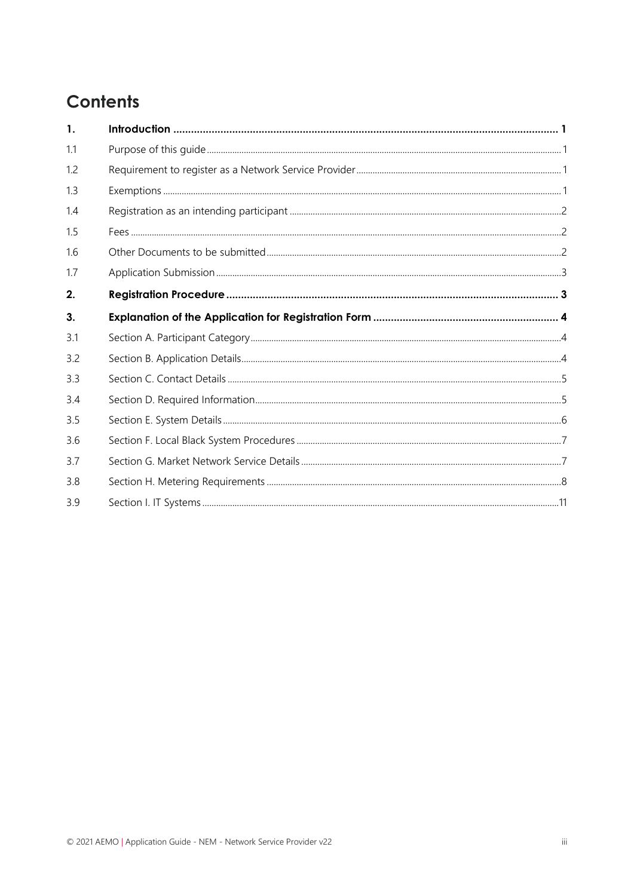# Contents

| | | |
|---|---|---|
| **1.** | **Introduction** | **1** |
| 1.1 | Purpose of this guide | 1 |
| 1.2 | Requirement to register as a Network Service Provider | 1 |
| 1.3 | Exemptions | 1 |
| 1.4 | Registration as an intending participant | 2 |
| 1.5 | Fees | 2 |
| 1.6 | Other Documents to be submitted | 2 |
| 1.7 | Application Submission | 3 |
| **2.** | **Registration Procedure** | **3** |
| **3.** | **Explanation of the Application for Registration Form** | **4** |
| 3.1 | Section A. Participant Category | 4 |
| 3.2 | Section B. Application Details | 4 |
| 3.3 | Section C. Contact Details | 5 |
| 3.4 | Section D. Required Information | 5 |
| 3.5 | Section E. System Details | 6 |
| 3.6 | Section F. Local Black System Procedures | 7 |
| 3.7 | Section G. Market Network Service Details | 7 |
| 3.8 | Section H. Metering Requirements | 8 |
| 3.9 | Section I. IT Systems | 11 |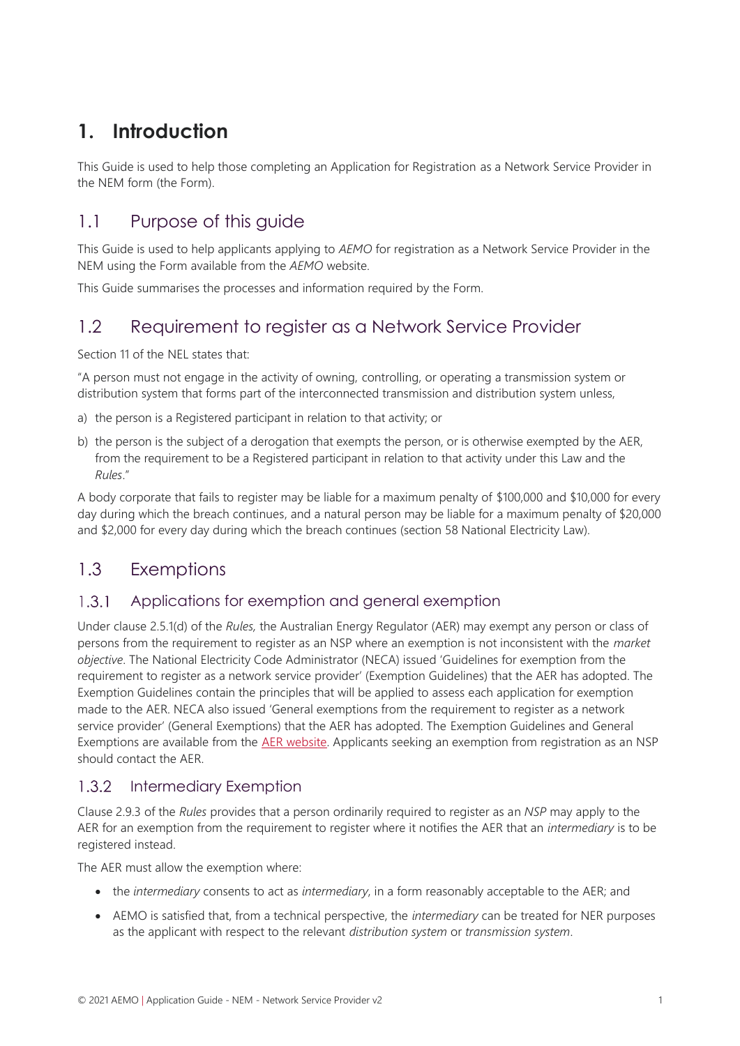# 1. Introduction

This Guide is used to help those completing an Application for Registration as a Network Service Provider in the NEM form (the Form).

## 1.1 Purpose of this guide

This Guide is used to help applicants applying to *AEMO* for registration as a Network Service Provider in the NEM using the Form available from the *AEMO* website.

This Guide summarises the processes and information required by the Form.

## 1.2 Requirement to register as a Network Service Provider

Section 11 of the NEL states that:

"A person must not engage in the activity of owning, controlling, or operating a transmission system or distribution system that forms part of the interconnected transmission and distribution system unless,

a) the person is a Registered participant in relation to that activity; or

b) the person is the subject of a derogation that exempts the person, or is otherwise exempted by the AER, from the requirement to be a Registered participant in relation to that activity under this Law and the *Rules*."

A body corporate that fails to register may be liable for a maximum penalty of $100,000 and $10,000 for every day during which the breach continues, and a natural person may be liable for a maximum penalty of $20,000 and $2,000 for every day during which the breach continues (section 58 National Electricity Law).

## 1.3 Exemptions

### 1.3.1 Applications for exemption and general exemption

Under clause 2.5.1(d) of the *Rules,* the Australian Energy Regulator (AER) may exempt any person or class of persons from the requirement to register as an NSP where an exemption is not inconsistent with the *market objective*. The National Electricity Code Administrator (NECA) issued 'Guidelines for exemption from the requirement to register as a network service provider' (Exemption Guidelines) that the AER has adopted. The Exemption Guidelines contain the principles that will be applied to assess each application for exemption made to the AER. NECA also issued 'General exemptions from the requirement to register as a network service provider' (General Exemptions) that the AER has adopted. The Exemption Guidelines and General Exemptions are available from the AER website. Applicants seeking an exemption from registration as an NSP should contact the AER.

### 1.3.2 Intermediary Exemption

Clause 2.9.3 of the *Rules* provides that a person ordinarily required to register as an *NSP* may apply to the AER for an exemption from the requirement to register where it notifies the AER that an *intermediary* is to be registered instead.

The AER must allow the exemption where:

- the *intermediary* consents to act as *intermediary*, in a form reasonably acceptable to the AER; and
- AEMO is satisfied that, from a technical perspective, the *intermediary* can be treated for NER purposes as the applicant with respect to the relevant *distribution system* or *transmission system*.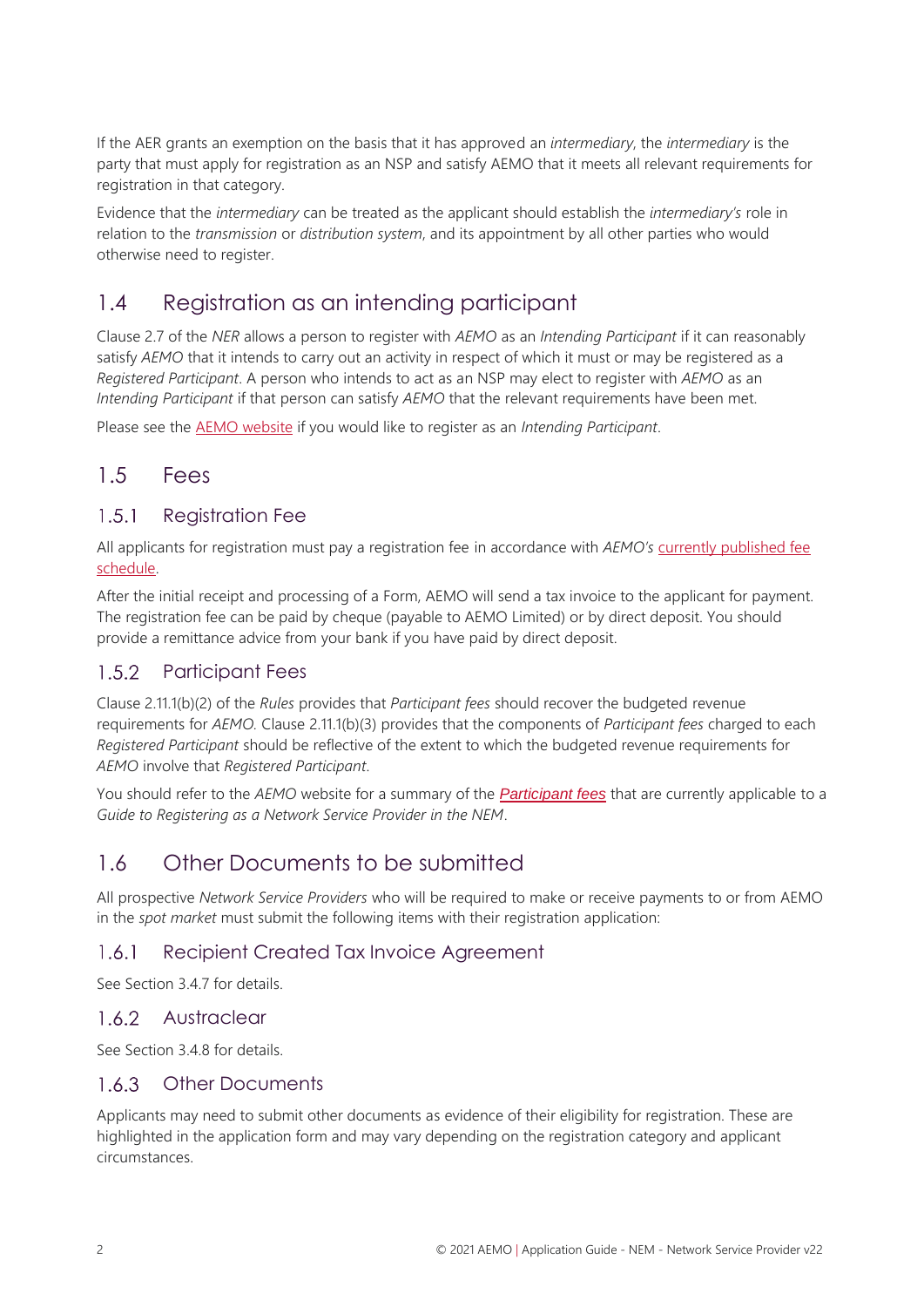If the AER grants an exemption on the basis that it has approved an *intermediary*, the *intermediary* is the party that must apply for registration as an NSP and satisfy AEMO that it meets all relevant requirements for registration in that category.

Evidence that the *intermediary* can be treated as the applicant should establish the *intermediary's* role in relation to the *transmission* or *distribution system*, and its appointment by all other parties who would otherwise need to register.

## 1.4 Registration as an intending participant

Clause 2.7 of the *NER* allows a person to register with *AEMO* as an *Intending Participant* if it can reasonably satisfy *AEMO* that it intends to carry out an activity in respect of which it must or may be registered as a *Registered Participant*. A person who intends to act as an NSP may elect to register with *AEMO* as an *Intending Participant* if that person can satisfy *AEMO* that the relevant requirements have been met.

Please see the AEMO website if you would like to register as an *Intending Participant*.

## 1.5 Fees

### 1.5.1 Registration Fee

All applicants for registration must pay a registration fee in accordance with *AEMO's* currently published fee schedule.

After the initial receipt and processing of a Form, AEMO will send a tax invoice to the applicant for payment. The registration fee can be paid by cheque (payable to AEMO Limited) or by direct deposit. You should provide a remittance advice from your bank if you have paid by direct deposit.

### 1.5.2 Participant Fees

Clause 2.11.1(b)(2) of the *Rules* provides that *Participant fees* should recover the budgeted revenue requirements for *AEMO*. Clause 2.11.1(b)(3) provides that the components of *Participant fees* charged to each *Registered Participant* should be reflective of the extent to which the budgeted revenue requirements for *AEMO* involve that *Registered Participant*.

You should refer to the *AEMO* website for a summary of the ***Participant fees*** that are currently applicable to a *Guide to Registering as a Network Service Provider in the NEM*.

## 1.6 Other Documents to be submitted

All prospective *Network Service Providers* who will be required to make or receive payments to or from AEMO in the *spot market* must submit the following items with their registration application:

### 1.6.1 Recipient Created Tax Invoice Agreement

See Section 3.4.7 for details.

### 1.6.2 Austraclear

See Section 3.4.8 for details.

### 1.6.3 Other Documents

Applicants may need to submit other documents as evidence of their eligibility for registration. These are highlighted in the application form and may vary depending on the registration category and applicant circumstances.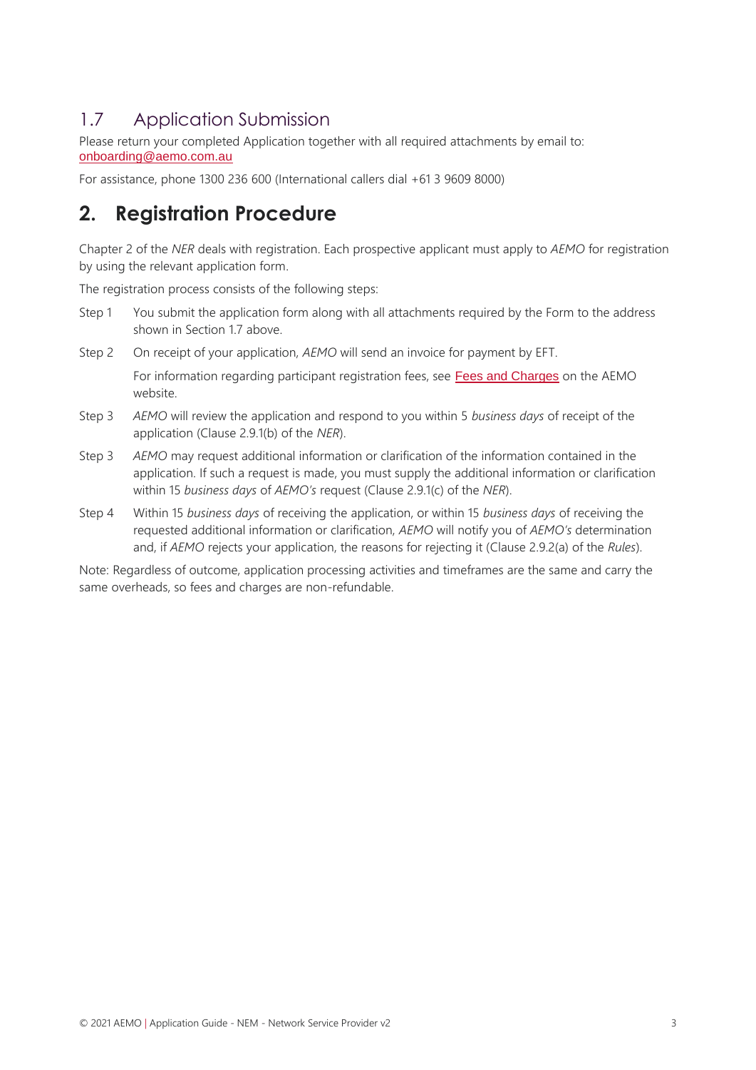## 1.7 Application Submission

Please return your completed Application together with all required attachments by email to: onboarding@aemo.com.au

For assistance, phone 1300 236 600 (International callers dial +61 3 9609 8000)

# 2. Registration Procedure

Chapter 2 of the *NER* deals with registration. Each prospective applicant must apply to *AEMO* for registration by using the relevant application form.

The registration process consists of the following steps:

Step 1 You submit the application form along with all attachments required by the Form to the address shown in Section 1.7 above.

Step 2 On receipt of your application, *AEMO* will send an invoice for payment by EFT.

For information regarding participant registration fees, see Fees and Charges on the AEMO website.

Step 3 *AEMO* will review the application and respond to you within 5 *business days* of receipt of the application (Clause 2.9.1(b) of the *NER*).

Step 3 *AEMO* may request additional information or clarification of the information contained in the application. If such a request is made, you must supply the additional information or clarification within 15 *business days* of *AEMO's* request (Clause 2.9.1(c) of the *NER*).

Step 4 Within 15 *business days* of receiving the application, or within 15 *business days* of receiving the requested additional information or clarification, *AEMO* will notify you of *AEMO's* determination and, if *AEMO* rejects your application, the reasons for rejecting it (Clause 2.9.2(a) of the *Rules*).

Note: Regardless of outcome, application processing activities and timeframes are the same and carry the same overheads, so fees and charges are non-refundable.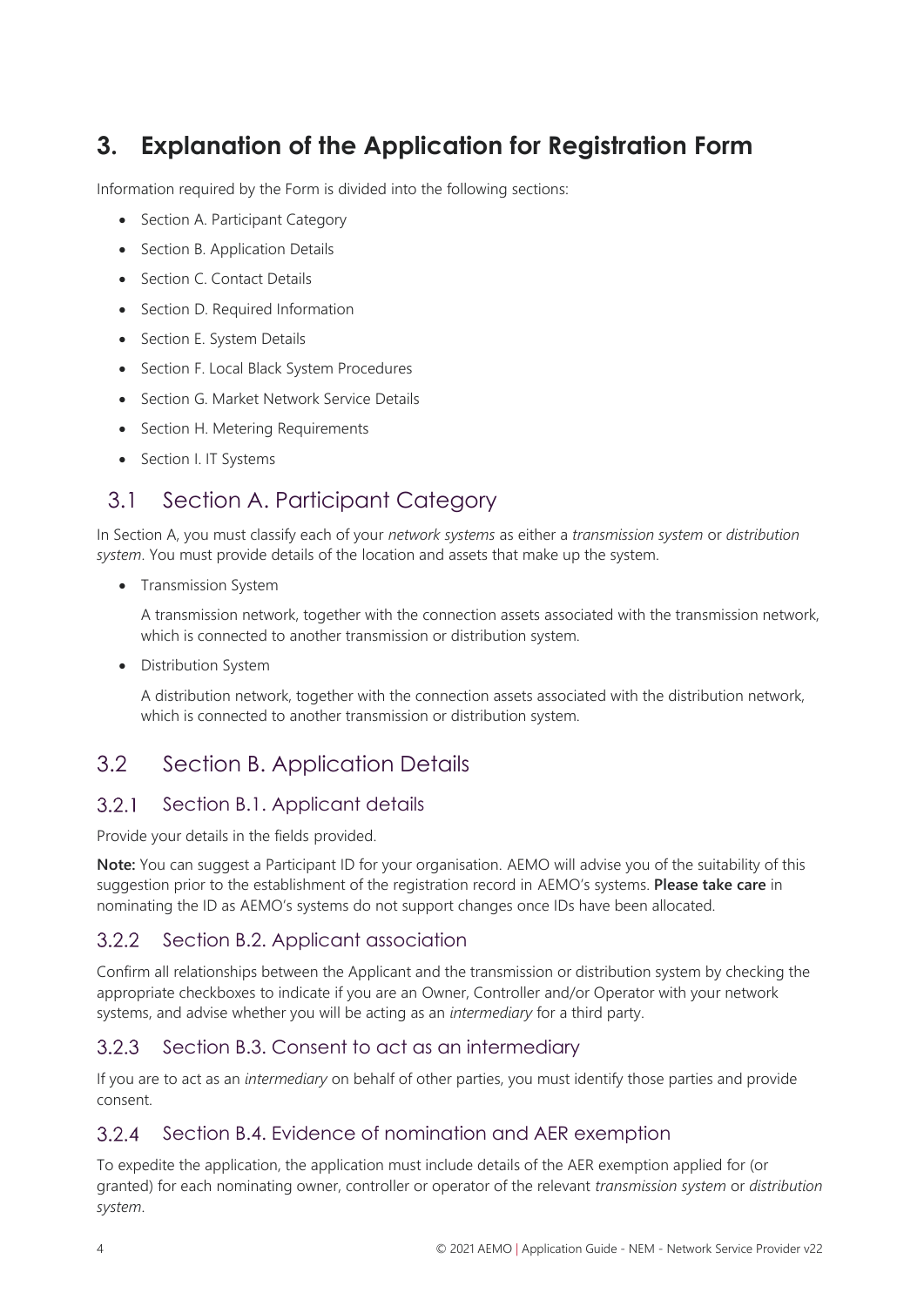# 3. Explanation of the Application for Registration Form

Information required by the Form is divided into the following sections:

- Section A. Participant Category
- Section B. Application Details
- Section C. Contact Details
- Section D. Required Information
- Section E. System Details
- Section F. Local Black System Procedures
- Section G. Market Network Service Details
- Section H. Metering Requirements
- Section I. IT Systems

## 3.1 Section A. Participant Category

In Section A, you must classify each of your *network systems* as either a *transmission system* or *distribution system*. You must provide details of the location and assets that make up the system.

- Transmission System

  A transmission network, together with the connection assets associated with the transmission network, which is connected to another transmission or distribution system.

- Distribution System

  A distribution network, together with the connection assets associated with the distribution network, which is connected to another transmission or distribution system.

## 3.2 Section B. Application Details

### 3.2.1 Section B.1. Applicant details

Provide your details in the fields provided.

**Note:** You can suggest a Participant ID for your organisation. AEMO will advise you of the suitability of this suggestion prior to the establishment of the registration record in AEMO's systems. **Please take care** in nominating the ID as AEMO's systems do not support changes once IDs have been allocated.

### 3.2.2 Section B.2. Applicant association

Confirm all relationships between the Applicant and the transmission or distribution system by checking the appropriate checkboxes to indicate if you are an Owner, Controller and/or Operator with your network systems, and advise whether you will be acting as an *intermediary* for a third party.

### 3.2.3 Section B.3. Consent to act as an intermediary

If you are to act as an *intermediary* on behalf of other parties, you must identify those parties and provide consent.

### 3.2.4 Section B.4. Evidence of nomination and AER exemption

To expedite the application, the application must include details of the AER exemption applied for (or granted) for each nominating owner, controller or operator of the relevant *transmission system* or *distribution system*.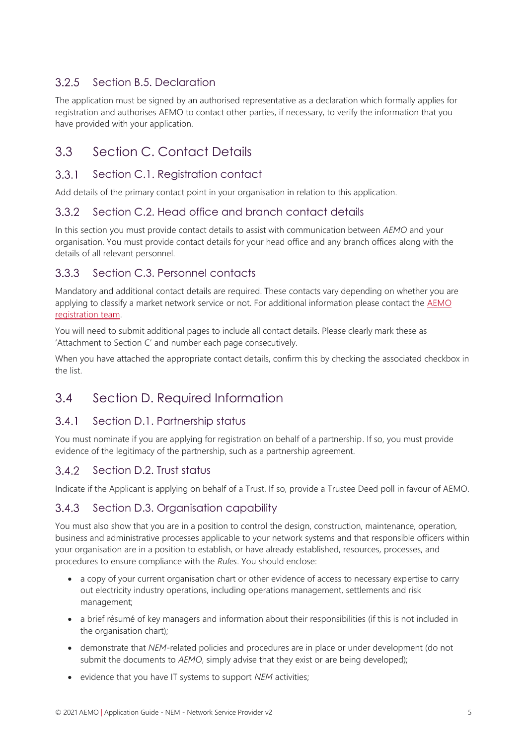### 3.2.5 Section B.5. Declaration

The application must be signed by an authorised representative as a declaration which formally applies for registration and authorises AEMO to contact other parties, if necessary, to verify the information that you have provided with your application.

## 3.3 Section C. Contact Details

### 3.3.1 Section C.1. Registration contact

Add details of the primary contact point in your organisation in relation to this application.

### 3.3.2 Section C.2. Head office and branch contact details

In this section you must provide contact details to assist with communication between *AEMO* and your organisation. You must provide contact details for your head office and any branch offices along with the details of all relevant personnel.

### 3.3.3 Section C.3. Personnel contacts

Mandatory and additional contact details are required. These contacts vary depending on whether you are applying to classify a market network service or not. For additional information please contact the AEMO registration team.

You will need to submit additional pages to include all contact details. Please clearly mark these as 'Attachment to Section C' and number each page consecutively.

When you have attached the appropriate contact details, confirm this by checking the associated checkbox in the list.

## 3.4 Section D. Required Information

### 3.4.1 Section D.1. Partnership status

You must nominate if you are applying for registration on behalf of a partnership. If so, you must provide evidence of the legitimacy of the partnership, such as a partnership agreement.

### 3.4.2 Section D.2. Trust status

Indicate if the Applicant is applying on behalf of a Trust. If so, provide a Trustee Deed poll in favour of AEMO.

### 3.4.3 Section D.3. Organisation capability

You must also show that you are in a position to control the design, construction, maintenance, operation, business and administrative processes applicable to your network systems and that responsible officers within your organisation are in a position to establish, or have already established, resources, processes, and procedures to ensure compliance with the *Rules*. You should enclose:

- a copy of your current organisation chart or other evidence of access to necessary expertise to carry out electricity industry operations, including operations management, settlements and risk management;
- a brief résumé of key managers and information about their responsibilities (if this is not included in the organisation chart);
- demonstrate that *NEM*-related policies and procedures are in place or under development (do not submit the documents to *AEMO*, simply advise that they exist or are being developed);
- evidence that you have IT systems to support *NEM* activities;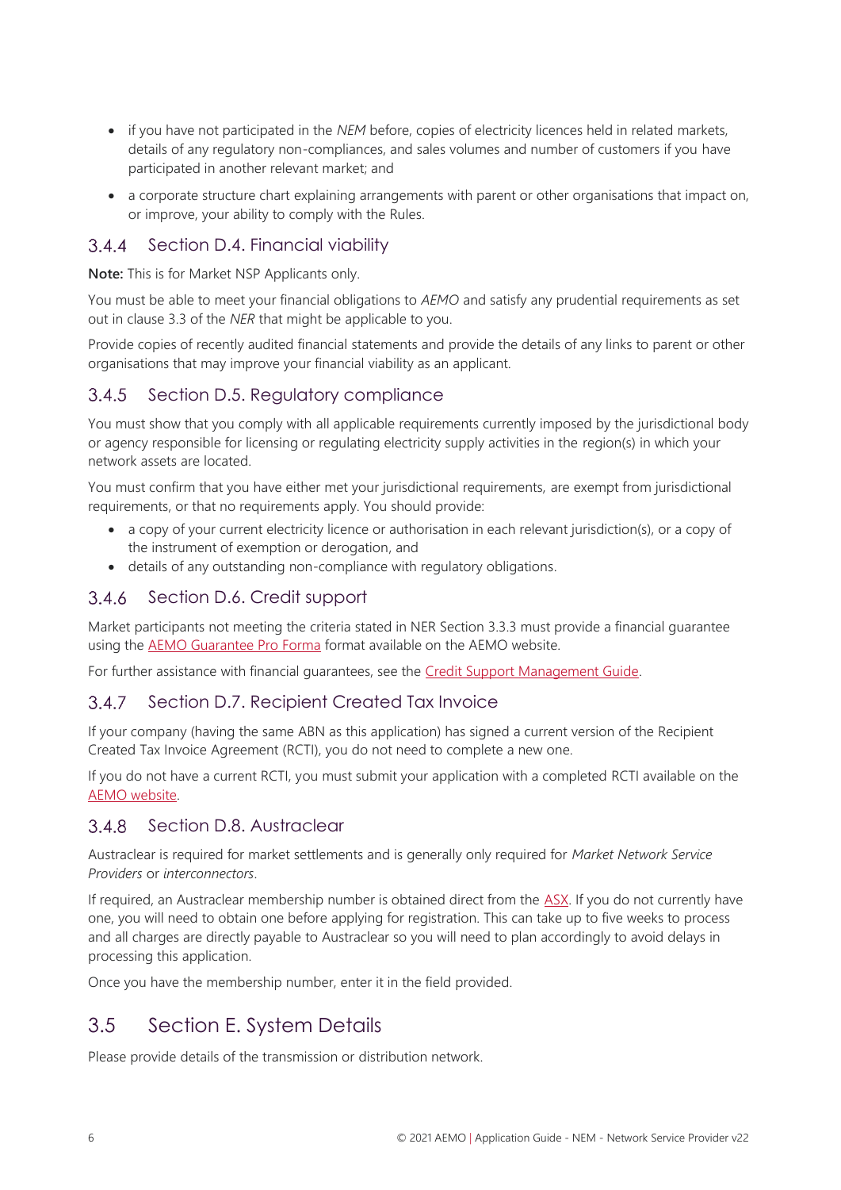- if you have not participated in the *NEM* before, copies of electricity licences held in related markets, details of any regulatory non-compliances, and sales volumes and number of customers if you have participated in another relevant market; and
- a corporate structure chart explaining arrangements with parent or other organisations that impact on, or improve, your ability to comply with the Rules.

### 3.4.4 Section D.4. Financial viability

**Note:** This is for Market NSP Applicants only.

You must be able to meet your financial obligations to *AEMO* and satisfy any prudential requirements as set out in clause 3.3 of the *NER* that might be applicable to you.

Provide copies of recently audited financial statements and provide the details of any links to parent or other organisations that may improve your financial viability as an applicant.

### 3.4.5 Section D.5. Regulatory compliance

You must show that you comply with all applicable requirements currently imposed by the jurisdictional body or agency responsible for licensing or regulating electricity supply activities in the region(s) in which your network assets are located.

You must confirm that you have either met your jurisdictional requirements, are exempt from jurisdictional requirements, or that no requirements apply. You should provide:

- a copy of your current electricity licence or authorisation in each relevant jurisdiction(s), or a copy of the instrument of exemption or derogation, and
- details of any outstanding non-compliance with regulatory obligations.

### 3.4.6 Section D.6. Credit support

Market participants not meeting the criteria stated in NER Section 3.3.3 must provide a financial guarantee using the AEMO Guarantee Pro Forma format available on the AEMO website.

For further assistance with financial guarantees, see the Credit Support Management Guide.

### 3.4.7 Section D.7. Recipient Created Tax Invoice

If your company (having the same ABN as this application) has signed a current version of the Recipient Created Tax Invoice Agreement (RCTI), you do not need to complete a new one.

If you do not have a current RCTI, you must submit your application with a completed RCTI available on the AEMO website.

### 3.4.8 Section D.8. Austraclear

Austraclear is required for market settlements and is generally only required for *Market Network Service Providers* or *interconnectors*.

If required, an Austraclear membership number is obtained direct from the ASX. If you do not currently have one, you will need to obtain one before applying for registration. This can take up to five weeks to process and all charges are directly payable to Austraclear so you will need to plan accordingly to avoid delays in processing this application.

Once you have the membership number, enter it in the field provided.

## 3.5 Section E. System Details

Please provide details of the transmission or distribution network.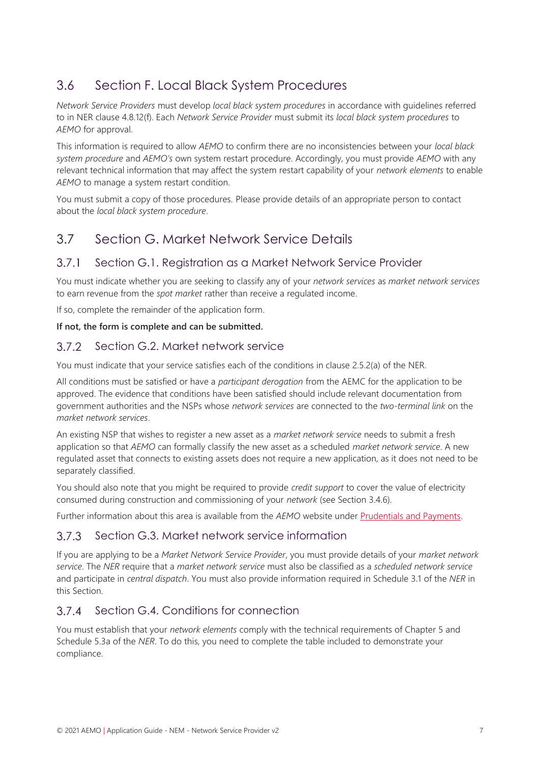## 3.6 Section F. Local Black System Procedures

*Network Service Providers* must develop *local black system procedures* in accordance with guidelines referred to in NER clause 4.8.12(f). Each *Network Service Provider* must submit its *local black system procedures* to *AEMO* for approval.

This information is required to allow *AEMO* to confirm there are no inconsistencies between your *local black system procedure* and *AEMO's* own system restart procedure. Accordingly, you must provide *AEMO* with any relevant technical information that may affect the system restart capability of your *network elements* to enable *AEMO* to manage a system restart condition.

You must submit a copy of those procedures. Please provide details of an appropriate person to contact about the *local black system procedure*.

## 3.7 Section G. Market Network Service Details

### 3.7.1 Section G.1. Registration as a Market Network Service Provider

You must indicate whether you are seeking to classify any of your *network services* as *market network services* to earn revenue from the *spot market* rather than receive a regulated income.

If so, complete the remainder of the application form.

**If not, the form is complete and can be submitted.**

### 3.7.2 Section G.2. Market network service

You must indicate that your service satisfies each of the conditions in clause 2.5.2(a) of the NER.

All conditions must be satisfied or have a *participant derogation* from the AEMC for the application to be approved. The evidence that conditions have been satisfied should include relevant documentation from government authorities and the NSPs whose *network services* are connected to the *two-terminal link* on the *market network services*.

An existing NSP that wishes to register a new asset as a *market network service* needs to submit a fresh application so that *AEMO* can formally classify the new asset as a scheduled *market network service*. A new regulated asset that connects to existing assets does not require a new application, as it does not need to be separately classified.

You should also note that you might be required to provide *credit support* to cover the value of electricity consumed during construction and commissioning of your *network* (see Section 3.4.6).

Further information about this area is available from the *AEMO* website under [Prudentials and Payments](Prudentials and Payments).

### 3.7.3 Section G.3. Market network service information

If you are applying to be a *Market Network Service Provider*, you must provide details of your *market network service*. The *NER* require that a *market network service* must also be classified as a *scheduled network service* and participate in *central dispatch*. You must also provide information required in Schedule 3.1 of the *NER* in this Section.

### 3.7.4 Section G.4. Conditions for connection

You must establish that your *network elements* comply with the technical requirements of Chapter 5 and Schedule 5.3a of the *NER*. To do this, you need to complete the table included to demonstrate your compliance.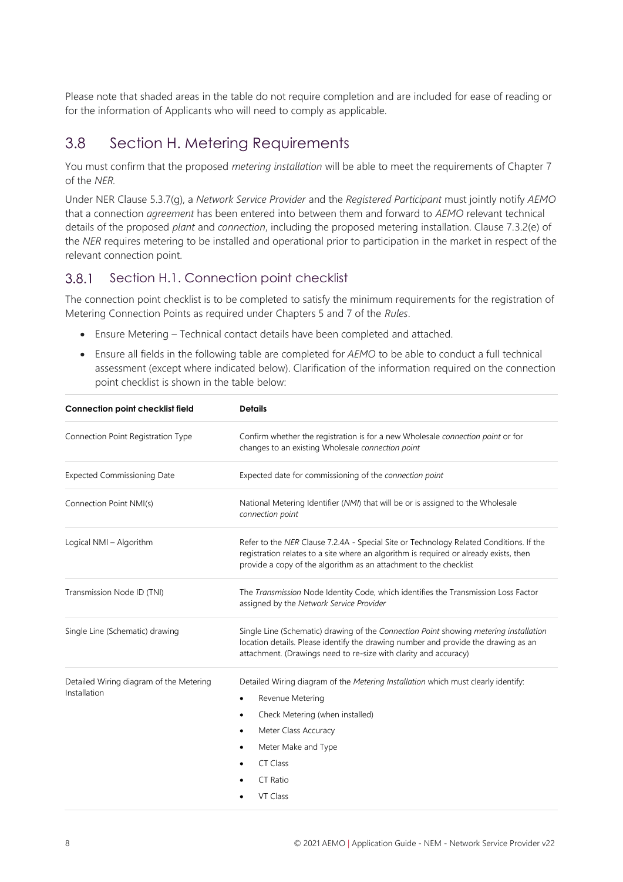Please note that shaded areas in the table do not require completion and are included for ease of reading or for the information of Applicants who will need to comply as applicable.

## 3.8 Section H. Metering Requirements

You must confirm that the proposed *metering installation* will be able to meet the requirements of Chapter 7 of the *NER.*

Under NER Clause 5.3.7(g), a *Network Service Provider* and the *Registered Participant* must jointly notify *AEMO* that a connection *agreement* has been entered into between them and forward to *AEMO* relevant technical details of the proposed *plant* and *connection*, including the proposed metering installation. Clause 7.3.2(e) of the *NER* requires metering to be installed and operational prior to participation in the market in respect of the relevant connection point.

### 3.8.1 Section H.1. Connection point checklist

The connection point checklist is to be completed to satisfy the minimum requirements for the registration of Metering Connection Points as required under Chapters 5 and 7 of the *Rules*.

- Ensure Metering – Technical contact details have been completed and attached.
- Ensure all fields in the following table are completed for *AEMO* to be able to conduct a full technical assessment (except where indicated below). Clarification of the information required on the connection point checklist is shown in the table below:

| Connection point checklist field | Details |
|---|---|
| Connection Point Registration Type | Confirm whether the registration is for a new Wholesale *connection point* or for changes to an existing Wholesale *connection point* |
| Expected Commissioning Date | Expected date for commissioning of the *connection point* |
| Connection Point NMI(s) | National Metering Identifier (*NMI*) that will be or is assigned to the Wholesale *connection point* |
| Logical NMI – Algorithm | Refer to the *NER* Clause 7.2.4A - Special Site or Technology Related Conditions. If the registration relates to a site where an algorithm is required or already exists, then provide a copy of the algorithm as an attachment to the checklist |
| Transmission Node ID (TNI) | The *Transmission* Node Identity Code, which identifies the Transmission Loss Factor assigned by the *Network Service Provider* |
| Single Line (Schematic) drawing | Single Line (Schematic) drawing of the *Connection Point* showing *metering installation* location details. Please identify the drawing number and provide the drawing as an attachment. (Drawings need to re-size with clarity and accuracy) |
| Detailed Wiring diagram of the Metering Installation | Detailed Wiring diagram of the *Metering Installation* which must clearly identify:<br>• Revenue Metering<br>• Check Metering (when installed)<br>• Meter Class Accuracy<br>• Meter Make and Type<br>• CT Class<br>• CT Ratio<br>• VT Class |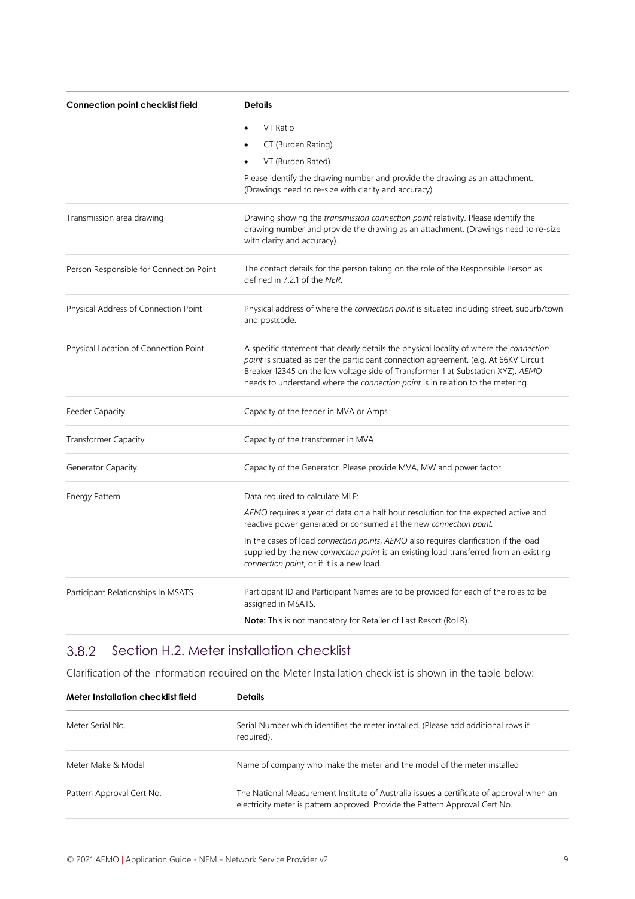| Connection point checklist field | Details |
|---|---|
| | • VT Ratio<br>• CT (Burden Rating)<br>• VT (Burden Rated)<br>Please identify the drawing number and provide the drawing as an attachment. (Drawings need to re-size with clarity and accuracy). |
| Transmission area drawing | Drawing showing the *transmission connection point* relativity. Please identify the drawing number and provide the drawing as an attachment. (Drawings need to re-size with clarity and accuracy). |
| Person Responsible for Connection Point | The contact details for the person taking on the role of the Responsible Person as defined in 7.2.1 of the *NER*. |
| Physical Address of Connection Point | Physical address of where the *connection point* is situated including street, suburb/town and postcode. |
| Physical Location of Connection Point | A specific statement that clearly details the physical locality of where the *connection point* is situated as per the participant connection agreement. (e.g. At 66KV Circuit Breaker 12345 on the low voltage side of Transformer 1 at Substation XYZ). *AEMO* needs to understand where the *connection point* is in relation to the metering. |
| Feeder Capacity | Capacity of the feeder in MVA or Amps |
| Transformer Capacity | Capacity of the transformer in MVA |
| Generator Capacity | Capacity of the Generator. Please provide MVA, MW and power factor |
| Energy Pattern | Data required to calculate MLF:<br>*AEMO* requires a year of data on a half hour resolution for the expected active and reactive power generated or consumed at the new *connection point.*<br>In the cases of load *connection points*, *AEMO* also requires clarification if the load supplied by the new *connection point* is an existing load transferred from an existing *connection point*, or if it is a new load. |
| Participant Relationships In MSATS | Participant ID and Participant Names are to be provided for each of the roles to be assigned in MSATS.<br>**Note:** This is not mandatory for Retailer of Last Resort (RoLR). |

### 3.8.2 Section H.2. Meter installation checklist

Clarification of the information required on the Meter Installation checklist is shown in the table below:

| Meter Installation checklist field | Details |
|---|---|
| Meter Serial No. | Serial Number which identifies the meter installed. (Please add additional rows if required). |
| Meter Make & Model | Name of company who make the meter and the model of the meter installed |
| Pattern Approval Cert No. | The National Measurement Institute of Australia issues a certificate of approval when an electricity meter is pattern approved. Provide the Pattern Approval Cert No. |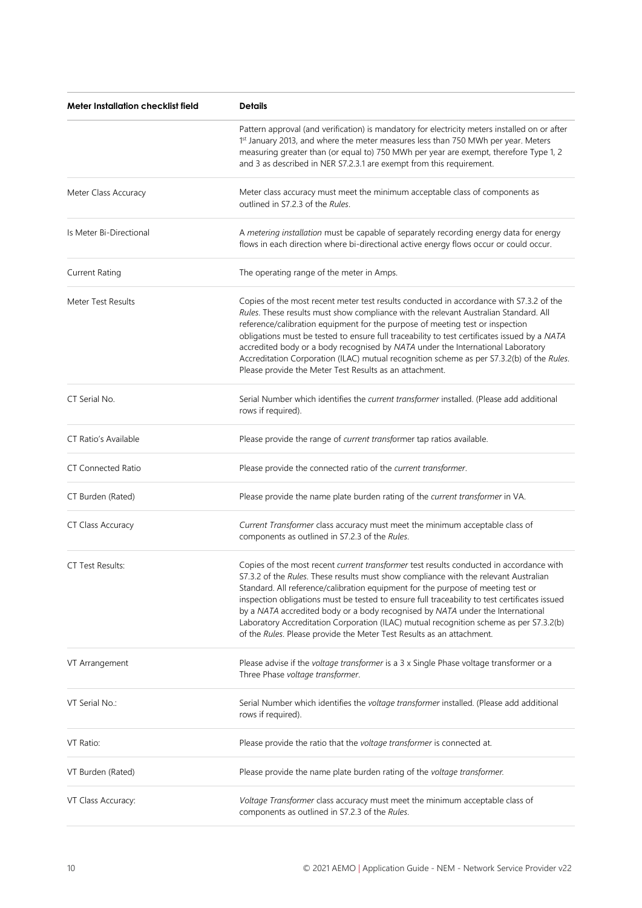| Meter Installation checklist field | Details |
|---|---|
| | Pattern approval (and verification) is mandatory for electricity meters installed on or after 1st January 2013, and where the meter measures less than 750 MWh per year. Meters measuring greater than (or equal to) 750 MWh per year are exempt, therefore Type 1, 2 and 3 as described in NER S7.2.3.1 are exempt from this requirement. |
| Meter Class Accuracy | Meter class accuracy must meet the minimum acceptable class of components as outlined in S7.2.3 of the *Rules*. |
| Is Meter Bi-Directional | A *metering installation* must be capable of separately recording energy data for energy flows in each direction where bi-directional active energy flows occur or could occur. |
| Current Rating | The operating range of the meter in Amps. |
| Meter Test Results | Copies of the most recent meter test results conducted in accordance with S7.3.2 of the *Rules*. These results must show compliance with the relevant Australian Standard. All reference/calibration equipment for the purpose of meeting test or inspection obligations must be tested to ensure full traceability to test certificates issued by a *NATA* accredited body or a body recognised by *NATA* under the International Laboratory Accreditation Corporation (ILAC) mutual recognition scheme as per S7.3.2(b) of the *Rules*. Please provide the Meter Test Results as an attachment. |
| CT Serial No. | Serial Number which identifies the *current transformer* installed. (Please add additional rows if required). |
| CT Ratio's Available | Please provide the range of *current transformer* tap ratios available. |
| CT Connected Ratio | Please provide the connected ratio of the *current transformer*. |
| CT Burden (Rated) | Please provide the name plate burden rating of the *current transformer* in VA. |
| CT Class Accuracy | *Current Transformer* class accuracy must meet the minimum acceptable class of components as outlined in S7.2.3 of the *Rules*. |
| CT Test Results: | Copies of the most recent *current transformer* test results conducted in accordance with S7.3.2 of the *Rules*. These results must show compliance with the relevant Australian Standard. All reference/calibration equipment for the purpose of meeting test or inspection obligations must be tested to ensure full traceability to test certificates issued by a *NATA* accredited body or a body recognised by *NATA* under the International Laboratory Accreditation Corporation (ILAC) mutual recognition scheme as per S7.3.2(b) of the *Rules*. Please provide the Meter Test Results as an attachment. |
| VT Arrangement | Please advise if the *voltage transformer* is a 3 x Single Phase voltage transformer or a Three Phase *voltage transformer*. |
| VT Serial No.: | Serial Number which identifies the *voltage transformer* installed. (Please add additional rows if required). |
| VT Ratio: | Please provide the ratio that the *voltage transformer* is connected at. |
| VT Burden (Rated) | Please provide the name plate burden rating of the *voltage transformer.* |
| VT Class Accuracy: | *Voltage Transformer* class accuracy must meet the minimum acceptable class of components as outlined in S7.2.3 of the *Rules*. |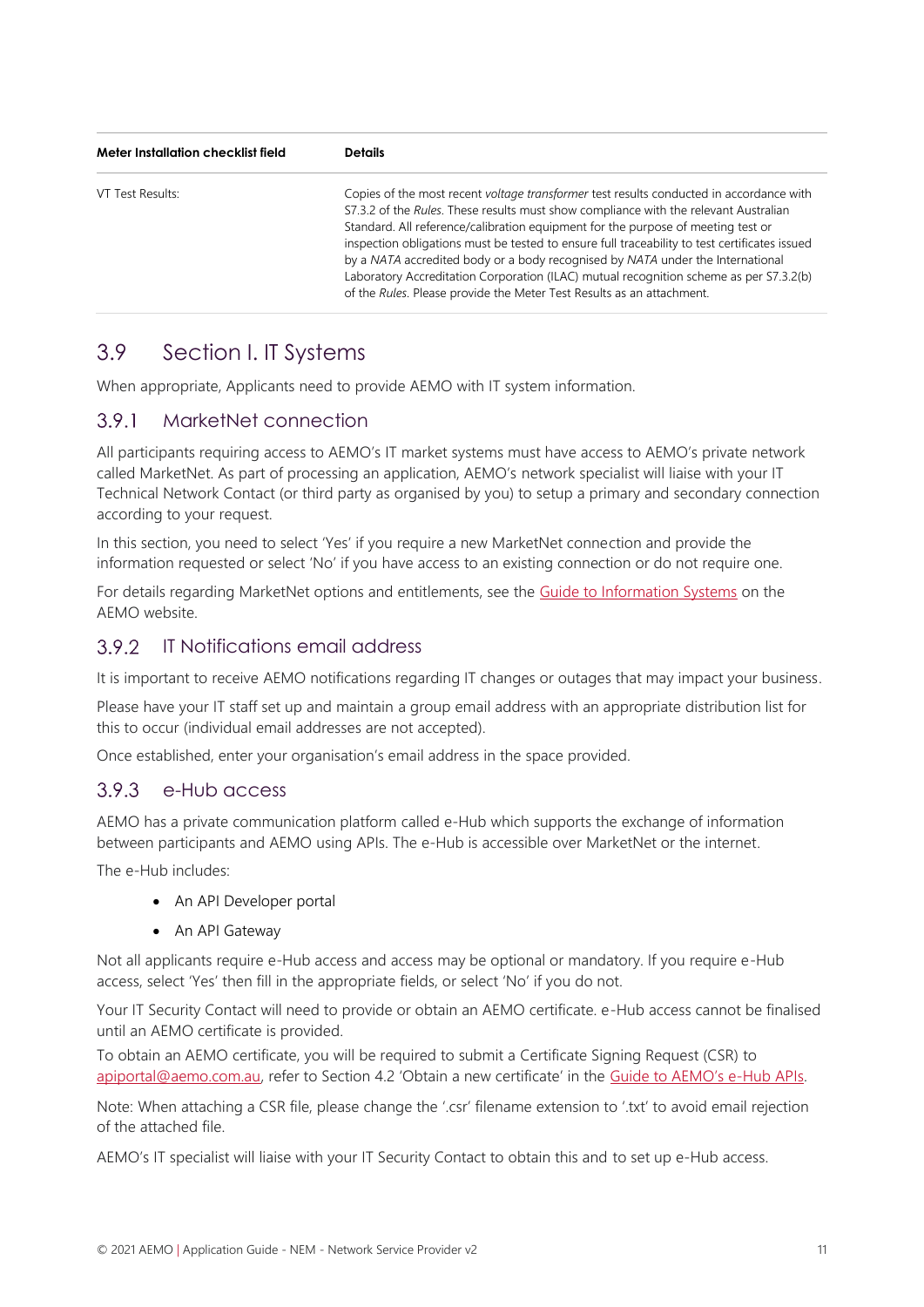| Meter Installation checklist field | Details |
|---|---|
| VT Test Results: | Copies of the most recent *voltage transformer* test results conducted in accordance with S7.3.2 of the *Rules*. These results must show compliance with the relevant Australian Standard. All reference/calibration equipment for the purpose of meeting test or inspection obligations must be tested to ensure full traceability to test certificates issued by a *NATA* accredited body or a body recognised by *NATA* under the International Laboratory Accreditation Corporation (ILAC) mutual recognition scheme as per S7.3.2(b) of the *Rules*. Please provide the Meter Test Results as an attachment. |

## 3.9 Section I. IT Systems

When appropriate, Applicants need to provide AEMO with IT system information.

### 3.9.1 MarketNet connection

All participants requiring access to AEMO's IT market systems must have access to AEMO's private network called MarketNet. As part of processing an application, AEMO's network specialist will liaise with your IT Technical Network Contact (or third party as organised by you) to setup a primary and secondary connection according to your request.

In this section, you need to select 'Yes' if you require a new MarketNet connection and provide the information requested or select 'No' if you have access to an existing connection or do not require one.

For details regarding MarketNet options and entitlements, see the [Guide to Information Systems]() on the AEMO website.

### 3.9.2 IT Notifications email address

It is important to receive AEMO notifications regarding IT changes or outages that may impact your business.

Please have your IT staff set up and maintain a group email address with an appropriate distribution list for this to occur (individual email addresses are not accepted).

Once established, enter your organisation's email address in the space provided.

### 3.9.3 e-Hub access

AEMO has a private communication platform called e-Hub which supports the exchange of information between participants and AEMO using APIs. The e-Hub is accessible over MarketNet or the internet.

The e-Hub includes:

- An API Developer portal
- An API Gateway

Not all applicants require e-Hub access and access may be optional or mandatory. If you require e-Hub access, select 'Yes' then fill in the appropriate fields, or select 'No' if you do not.

Your IT Security Contact will need to provide or obtain an AEMO certificate. e-Hub access cannot be finalised until an AEMO certificate is provided.

To obtain an AEMO certificate, you will be required to submit a Certificate Signing Request (CSR) to apiportal@aemo.com.au, refer to Section 4.2 'Obtain a new certificate' in the [Guide to AEMO's e-Hub APIs]().

Note: When attaching a CSR file, please change the '.csr' filename extension to '.txt' to avoid email rejection of the attached file.

AEMO's IT specialist will liaise with your IT Security Contact to obtain this and to set up e-Hub access.